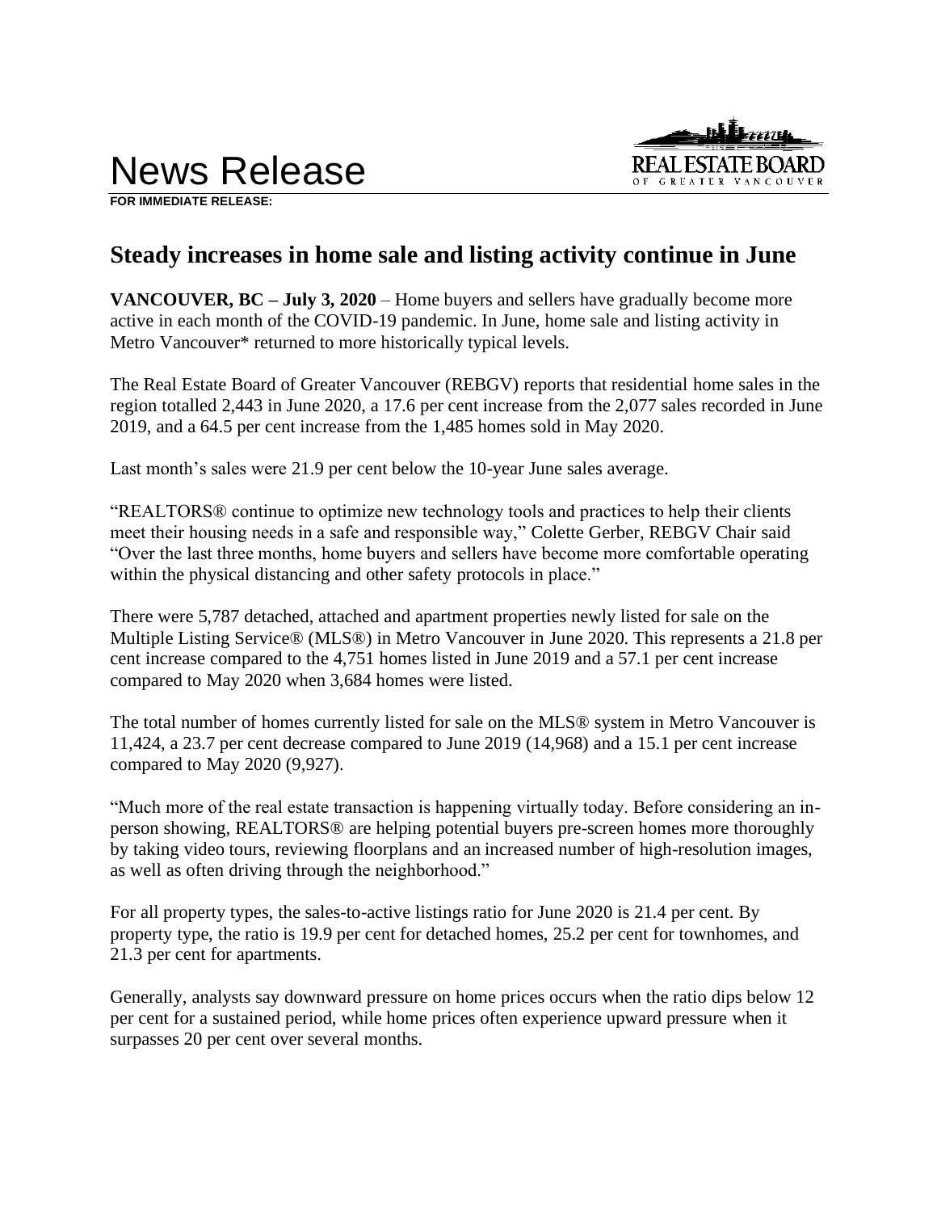# News Release

**FOR IMMEDIATE RELEASE:**

## Steady increases in home sale and listing activity continue in June

**VANCOUVER, BC – July 3, 2020** – Home buyers and sellers have gradually become more active in each month of the COVID-19 pandemic. In June, home sale and listing activity in Metro Vancouver* returned to more historically typical levels.

The Real Estate Board of Greater Vancouver (REBGV) reports that residential home sales in the region totalled 2,443 in June 2020, a 17.6 per cent increase from the 2,077 sales recorded in June 2019, and a 64.5 per cent increase from the 1,485 homes sold in May 2020.

Last month's sales were 21.9 per cent below the 10-year June sales average.

"REALTORS® continue to optimize new technology tools and practices to help their clients meet their housing needs in a safe and responsible way," Colette Gerber, REBGV Chair said "Over the last three months, home buyers and sellers have become more comfortable operating within the physical distancing and other safety protocols in place."

There were 5,787 detached, attached and apartment properties newly listed for sale on the Multiple Listing Service® (MLS®) in Metro Vancouver in June 2020. This represents a 21.8 per cent increase compared to the 4,751 homes listed in June 2019 and a 57.1 per cent increase compared to May 2020 when 3,684 homes were listed.

The total number of homes currently listed for sale on the MLS® system in Metro Vancouver is 11,424, a 23.7 per cent decrease compared to June 2019 (14,968) and a 15.1 per cent increase compared to May 2020 (9,927).

"Much more of the real estate transaction is happening virtually today. Before considering an in-person showing, REALTORS® are helping potential buyers pre-screen homes more thoroughly by taking video tours, reviewing floorplans and an increased number of high-resolution images, as well as often driving through the neighborhood."

For all property types, the sales-to-active listings ratio for June 2020 is 21.4 per cent. By property type, the ratio is 19.9 per cent for detached homes, 25.2 per cent for townhomes, and 21.3 per cent for apartments.

Generally, analysts say downward pressure on home prices occurs when the ratio dips below 12 per cent for a sustained period, while home prices often experience upward pressure when it surpasses 20 per cent over several months.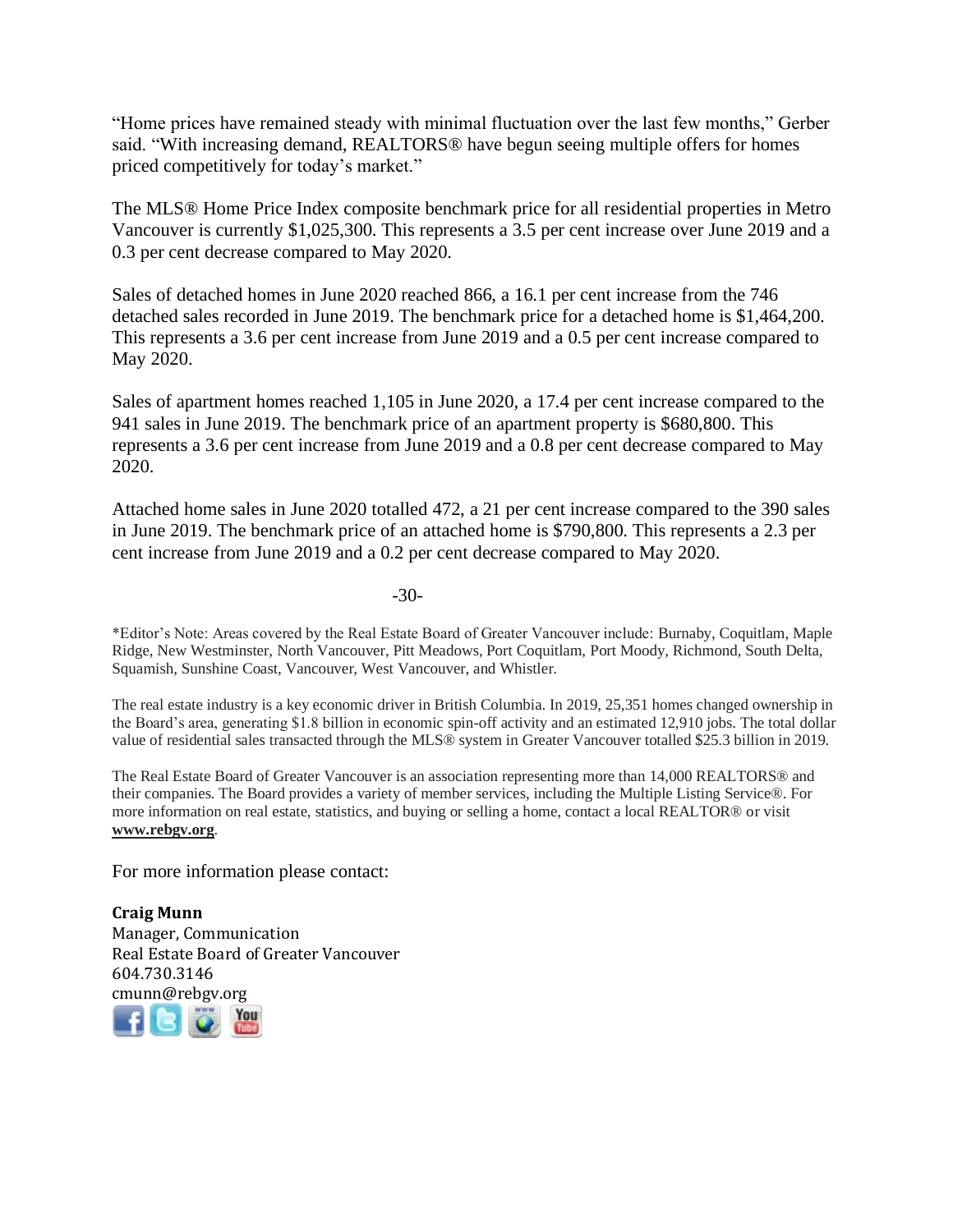"Home prices have remained steady with minimal fluctuation over the last few months," Gerber said. "With increasing demand, REALTORS® have begun seeing multiple offers for homes priced competitively for today's market."

The MLS® Home Price Index composite benchmark price for all residential properties in Metro Vancouver is currently $1,025,300. This represents a 3.5 per cent increase over June 2019 and a 0.3 per cent decrease compared to May 2020.

Sales of detached homes in June 2020 reached 866, a 16.1 per cent increase from the 746 detached sales recorded in June 2019. The benchmark price for a detached home is $1,464,200. This represents a 3.6 per cent increase from June 2019 and a 0.5 per cent increase compared to May 2020.

Sales of apartment homes reached 1,105 in June 2020, a 17.4 per cent increase compared to the 941 sales in June 2019. The benchmark price of an apartment property is $680,800. This represents a 3.6 per cent increase from June 2019 and a 0.8 per cent decrease compared to May 2020.

Attached home sales in June 2020 totalled 472, a 21 per cent increase compared to the 390 sales in June 2019. The benchmark price of an attached home is $790,800. This represents a 2.3 per cent increase from June 2019 and a 0.2 per cent decrease compared to May 2020.

-30-

*Editor's Note: Areas covered by the Real Estate Board of Greater Vancouver include: Burnaby, Coquitlam, Maple Ridge, New Westminster, North Vancouver, Pitt Meadows, Port Coquitlam, Port Moody, Richmond, South Delta, Squamish, Sunshine Coast, Vancouver, West Vancouver, and Whistler.

The real estate industry is a key economic driver in British Columbia. In 2019, 25,351 homes changed ownership in the Board's area, generating $1.8 billion in economic spin-off activity and an estimated 12,910 jobs. The total dollar value of residential sales transacted through the MLS® system in Greater Vancouver totalled $25.3 billion in 2019.

The Real Estate Board of Greater Vancouver is an association representing more than 14,000 REALTORS® and their companies. The Board provides a variety of member services, including the Multiple Listing Service®. For more information on real estate, statistics, and buying or selling a home, contact a local REALTOR® or visit **www.rebgv.org**.

For more information please contact:

**Craig Munn**
Manager, Communication
Real Estate Board of Greater Vancouver
604.730.3146
cmunn@rebgv.org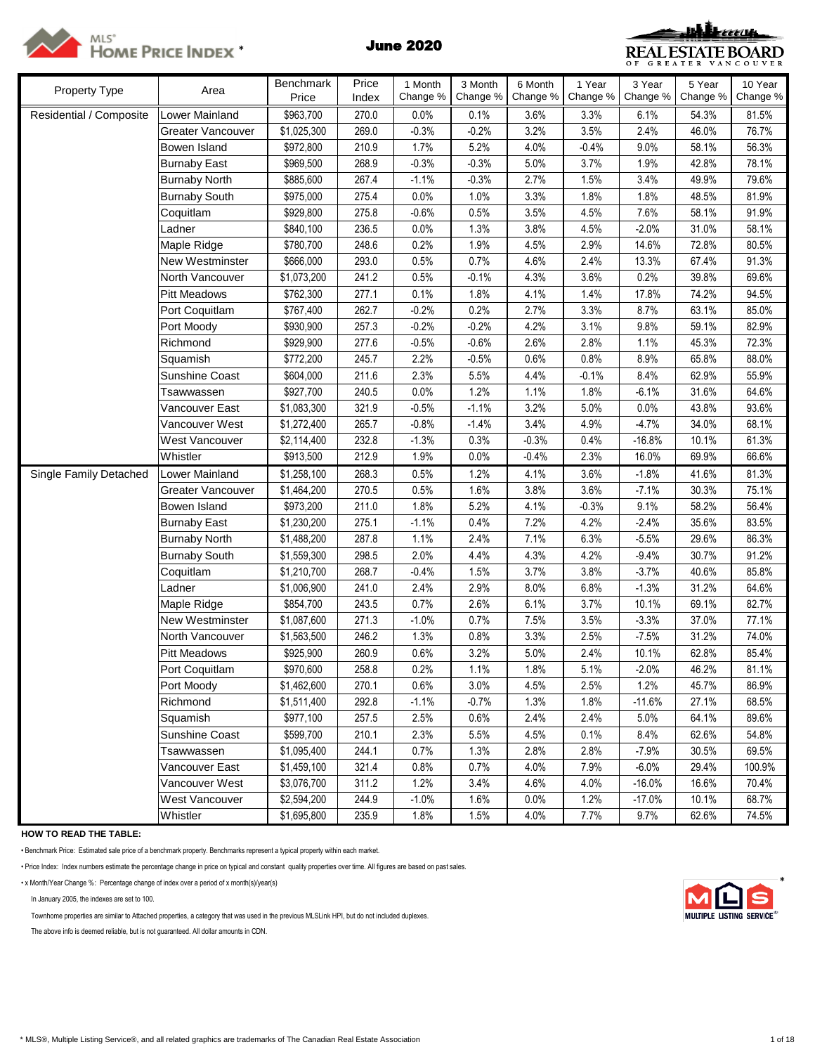# MLS® HOME PRICE INDEX *

## June 2020

REAL ESTATE BOARD OF GREATER VANCOUVER

| Property Type | Area | Benchmark Price | Price Index | 1 Month Change % | 3 Month Change % | 6 Month Change % | 1 Year Change % | 3 Year Change % | 5 Year Change % | 10 Year Change % |
|---|---|---|---|---|---|---|---|---|---|---|
| Residential / Composite | Lower Mainland | $963,700 | 270.0 | 0.0% | 0.1% | 3.6% | 3.3% | 6.1% | 54.3% | 81.5% |
| | Greater Vancouver | $1,025,300 | 269.0 | -0.3% | -0.2% | 3.2% | 3.5% | 2.4% | 46.0% | 76.7% |
| | Bowen Island | $972,800 | 210.9 | 1.7% | 5.2% | 4.0% | -0.4% | 9.0% | 58.1% | 56.3% |
| | Burnaby East | $969,500 | 268.9 | -0.3% | -0.3% | 5.0% | 3.7% | 1.9% | 42.8% | 78.1% |
| | Burnaby North | $885,600 | 267.4 | -1.1% | -0.3% | 2.7% | 1.5% | 3.4% | 49.9% | 79.6% |
| | Burnaby South | $975,000 | 275.4 | 0.0% | 1.0% | 3.3% | 1.8% | 1.8% | 48.5% | 81.9% |
| | Coquitlam | $929,800 | 275.8 | -0.6% | 0.5% | 3.5% | 4.5% | 7.6% | 58.1% | 91.9% |
| | Ladner | $840,100 | 236.5 | 0.0% | 1.3% | 3.8% | 4.5% | -2.0% | 31.0% | 58.1% |
| | Maple Ridge | $780,700 | 248.6 | 0.2% | 1.9% | 4.5% | 2.9% | 14.6% | 72.8% | 80.5% |
| | New Westminster | $666,000 | 293.0 | 0.5% | 0.7% | 4.6% | 2.4% | 13.3% | 67.4% | 91.3% |
| | North Vancouver | $1,073,200 | 241.2 | 0.5% | -0.1% | 4.3% | 3.6% | 0.2% | 39.8% | 69.6% |
| | Pitt Meadows | $762,300 | 277.1 | 0.1% | 1.8% | 4.1% | 1.4% | 17.8% | 74.2% | 94.5% |
| | Port Coquitlam | $767,400 | 262.7 | -0.2% | 0.2% | 2.7% | 3.3% | 8.7% | 63.1% | 85.0% |
| | Port Moody | $930,900 | 257.3 | -0.2% | -0.2% | 4.2% | 3.1% | 9.8% | 59.1% | 82.9% |
| | Richmond | $929,900 | 277.6 | -0.5% | -0.6% | 2.6% | 2.8% | 1.1% | 45.3% | 72.3% |
| | Squamish | $772,200 | 245.7 | 2.2% | -0.5% | 0.6% | 0.8% | 8.9% | 65.8% | 88.0% |
| | Sunshine Coast | $604,000 | 211.6 | 2.3% | 5.5% | 4.4% | -0.1% | 8.4% | 62.9% | 55.9% |
| | Tsawwassen | $927,700 | 240.5 | 0.0% | 1.2% | 1.1% | 1.8% | -6.1% | 31.6% | 64.6% |
| | Vancouver East | $1,083,300 | 321.9 | -0.5% | -1.1% | 3.2% | 5.0% | 0.0% | 43.8% | 93.6% |
| | Vancouver West | $1,272,400 | 265.7 | -0.8% | -1.4% | 3.4% | 4.9% | -4.7% | 34.0% | 68.1% |
| | West Vancouver | $2,114,400 | 232.8 | -1.3% | 0.3% | -0.3% | 0.4% | -16.8% | 10.1% | 61.3% |
| | Whistler | $913,500 | 212.9 | 1.9% | 0.0% | -0.4% | 2.3% | 16.0% | 69.9% | 66.6% |
| Single Family Detached | Lower Mainland | $1,258,100 | 268.3 | 0.5% | 1.2% | 4.1% | 3.6% | -1.8% | 41.6% | 81.3% |
| | Greater Vancouver | $1,464,200 | 270.5 | 0.5% | 1.6% | 3.8% | 3.6% | -7.1% | 30.3% | 75.1% |
| | Bowen Island | $973,200 | 211.0 | 1.8% | 5.2% | 4.1% | -0.3% | 9.1% | 58.2% | 56.4% |
| | Burnaby East | $1,230,200 | 275.1 | -1.1% | 0.4% | 7.2% | 4.2% | -2.4% | 35.6% | 83.5% |
| | Burnaby North | $1,488,200 | 287.8 | 1.1% | 2.4% | 7.1% | 6.3% | -5.5% | 29.6% | 86.3% |
| | Burnaby South | $1,559,300 | 298.5 | 2.0% | 4.4% | 4.3% | 4.2% | -9.4% | 30.7% | 91.2% |
| | Coquitlam | $1,210,700 | 268.7 | -0.4% | 1.5% | 3.7% | 3.8% | -3.7% | 40.6% | 85.8% |
| | Ladner | $1,006,900 | 241.0 | 2.4% | 2.9% | 8.0% | 6.8% | -1.3% | 31.2% | 64.6% |
| | Maple Ridge | $854,700 | 243.5 | 0.7% | 2.6% | 6.1% | 3.7% | 10.1% | 69.1% | 82.7% |
| | New Westminster | $1,087,600 | 271.3 | -1.0% | 0.7% | 7.5% | 3.5% | -3.3% | 37.0% | 77.1% |
| | North Vancouver | $1,563,500 | 246.2 | 1.3% | 0.8% | 3.3% | 2.5% | -7.5% | 31.2% | 74.0% |
| | Pitt Meadows | $925,900 | 260.9 | 0.6% | 3.2% | 5.0% | 2.4% | 10.1% | 62.8% | 85.4% |
| | Port Coquitlam | $970,600 | 258.8 | 0.2% | 1.1% | 1.8% | 5.1% | -2.0% | 46.2% | 81.1% |
| | Port Moody | $1,462,600 | 270.1 | 0.6% | 3.0% | 4.5% | 2.5% | 1.2% | 45.7% | 86.9% |
| | Richmond | $1,511,400 | 292.8 | -1.1% | -0.7% | 1.3% | 1.8% | -11.6% | 27.1% | 68.5% |
| | Squamish | $977,100 | 257.5 | 2.5% | 0.6% | 2.4% | 2.4% | 5.0% | 64.1% | 89.6% |
| | Sunshine Coast | $599,700 | 210.1 | 2.3% | 5.5% | 4.5% | 0.1% | 8.4% | 62.6% | 54.8% |
| | Tsawwassen | $1,095,400 | 244.1 | 0.7% | 1.3% | 2.8% | 2.8% | -7.9% | 30.5% | 69.5% |
| | Vancouver East | $1,459,100 | 321.4 | 0.8% | 0.7% | 4.0% | 7.9% | -6.0% | 29.4% | 100.9% |
| | Vancouver West | $3,076,700 | 311.2 | 1.2% | 3.4% | 4.6% | 4.0% | -16.0% | 16.6% | 70.4% |
| | West Vancouver | $2,594,200 | 244.9 | -1.0% | 1.6% | 0.0% | 1.2% | -17.0% | 10.1% | 68.7% |
| | Whistler | $1,695,800 | 235.9 | 1.8% | 1.5% | 4.0% | 7.7% | 9.7% | 62.6% | 74.5% |

**HOW TO READ THE TABLE:**

• Benchmark Price: Estimated sale price of a benchmark property. Benchmarks represent a typical property within each market.

• Price Index: Index numbers estimate the percentage change in price on typical and constant quality properties over time. All figures are based on past sales.

• x Month/Year Change %: Percentage change of index over a period of x month(s)/year(s)

In January 2005, the indexes are set to 100.

Townhome properties are similar to Attached properties, a category that was used in the previous MLSLink HPI, but do not included duplexes.

The above info is deemed reliable, but is not guaranteed. All dollar amounts in CDN.

MLS MULTIPLE LISTING SERVICE®

* MLS®, Multiple Listing Service®, and all related graphics are trademarks of The Canadian Real Estate Association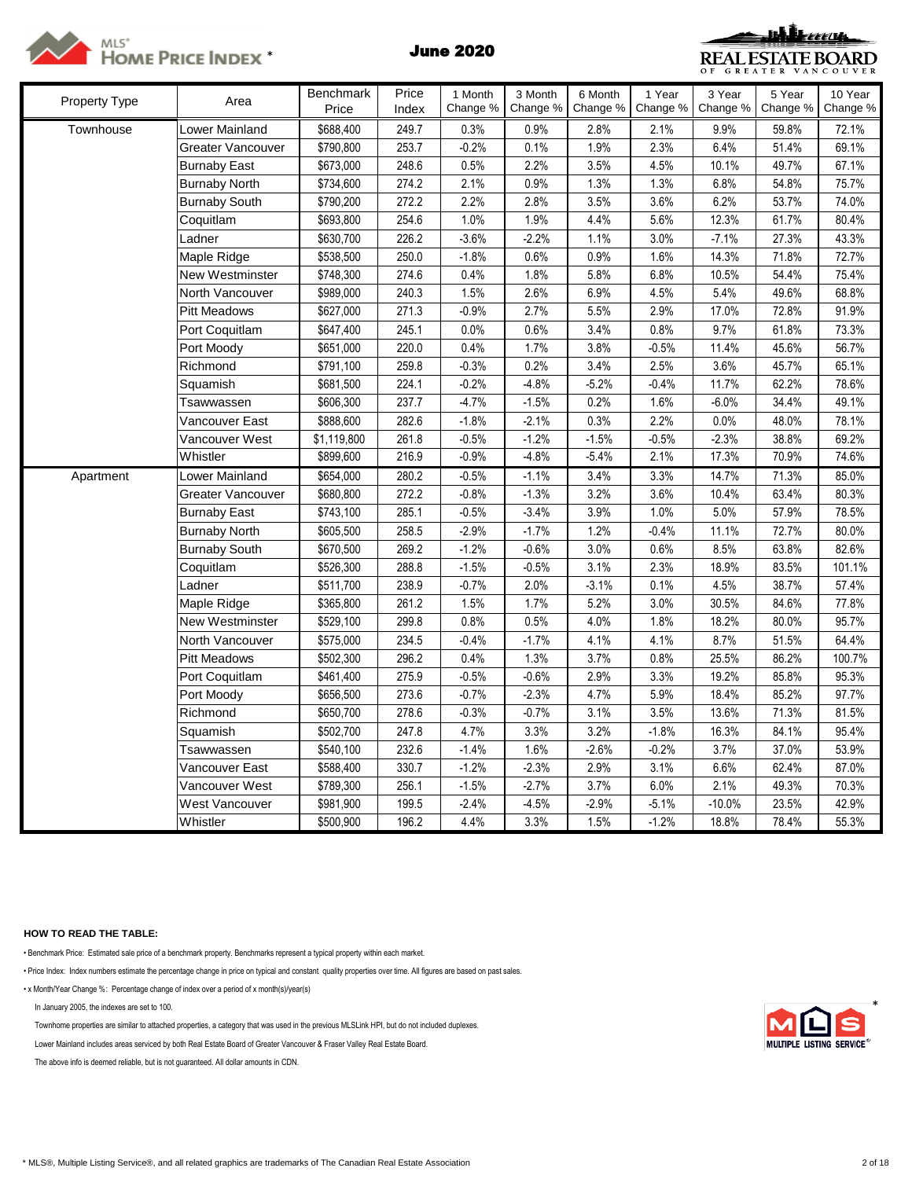MLS® HOME PRICE INDEX *

# June 2020

REAL ESTATE BOARD OF GREATER VANCOUVER

| Property Type | Area | Benchmark Price | Price Index | 1 Month Change % | 3 Month Change % | 6 Month Change % | 1 Year Change % | 3 Year Change % | 5 Year Change % | 10 Year Change % |
|---|---|---|---|---|---|---|---|---|---|---|
| Townhouse | Lower Mainland | $688,400 | 249.7 | 0.3% | 0.9% | 2.8% | 2.1% | 9.9% | 59.8% | 72.1% |
| | Greater Vancouver | $790,800 | 253.7 | -0.2% | 0.1% | 1.9% | 2.3% | 6.4% | 51.4% | 69.1% |
| | Burnaby East | $673,000 | 248.6 | 0.5% | 2.2% | 3.5% | 4.5% | 10.1% | 49.7% | 67.1% |
| | Burnaby North | $734,600 | 274.2 | 2.1% | 0.9% | 1.3% | 1.3% | 6.8% | 54.8% | 75.7% |
| | Burnaby South | $790,200 | 272.2 | 2.2% | 2.8% | 3.5% | 3.6% | 6.2% | 53.7% | 74.0% |
| | Coquitlam | $693,800 | 254.6 | 1.0% | 1.9% | 4.4% | 5.6% | 12.3% | 61.7% | 80.4% |
| | Ladner | $630,700 | 226.2 | -3.6% | -2.2% | 1.1% | 3.0% | -7.1% | 27.3% | 43.3% |
| | Maple Ridge | $538,500 | 250.0 | -1.8% | 0.6% | 0.9% | 1.6% | 14.3% | 71.8% | 72.7% |
| | New Westminster | $748,300 | 274.6 | 0.4% | 1.8% | 5.8% | 6.8% | 10.5% | 54.4% | 75.4% |
| | North Vancouver | $989,000 | 240.3 | 1.5% | 2.6% | 6.9% | 4.5% | 5.4% | 49.6% | 68.8% |
| | Pitt Meadows | $627,000 | 271.3 | -0.9% | 2.7% | 5.5% | 2.9% | 17.0% | 72.8% | 91.9% |
| | Port Coquitlam | $647,400 | 245.1 | 0.0% | 0.6% | 3.4% | 0.8% | 9.7% | 61.8% | 73.3% |
| | Port Moody | $651,000 | 220.0 | 0.4% | 1.7% | 3.8% | -0.5% | 11.4% | 45.6% | 56.7% |
| | Richmond | $791,100 | 259.8 | -0.3% | 0.2% | 3.4% | 2.5% | 3.6% | 45.7% | 65.1% |
| | Squamish | $681,500 | 224.1 | -0.2% | -4.8% | -5.2% | -0.4% | 11.7% | 62.2% | 78.6% |
| | Tsawwassen | $606,300 | 237.7 | -4.7% | -1.5% | 0.2% | 1.6% | -6.0% | 34.4% | 49.1% |
| | Vancouver East | $888,600 | 282.6 | -1.8% | -2.1% | 0.3% | 2.2% | 0.0% | 48.0% | 78.1% |
| | Vancouver West | $1,119,800 | 261.8 | -0.5% | -1.2% | -1.5% | -0.5% | -2.3% | 38.8% | 69.2% |
| | Whistler | $899,600 | 216.9 | -0.9% | -4.8% | -5.4% | 2.1% | 17.3% | 70.9% | 74.6% |
| Apartment | Lower Mainland | $654,000 | 280.2 | -0.5% | -1.1% | 3.4% | 3.3% | 14.7% | 71.3% | 85.0% |
| | Greater Vancouver | $680,800 | 272.2 | -0.8% | -1.3% | 3.2% | 3.6% | 10.4% | 63.4% | 80.3% |
| | Burnaby East | $743,100 | 285.1 | -0.5% | -3.4% | 3.9% | 1.0% | 5.0% | 57.9% | 78.5% |
| | Burnaby North | $605,500 | 258.5 | -2.9% | -1.7% | 1.2% | -0.4% | 11.1% | 72.7% | 80.0% |
| | Burnaby South | $670,500 | 269.2 | -1.2% | -0.6% | 3.0% | 0.6% | 8.5% | 63.8% | 82.6% |
| | Coquitlam | $526,300 | 288.8 | -1.5% | -0.5% | 3.1% | 2.3% | 18.9% | 83.5% | 101.1% |
| | Ladner | $511,700 | 238.9 | -0.7% | 2.0% | -3.1% | 0.1% | 4.5% | 38.7% | 57.4% |
| | Maple Ridge | $365,800 | 261.2 | 1.5% | 1.7% | 5.2% | 3.0% | 30.5% | 84.6% | 77.8% |
| | New Westminster | $529,100 | 299.8 | 0.8% | 0.5% | 4.0% | 1.8% | 18.2% | 80.0% | 95.7% |
| | North Vancouver | $575,000 | 234.5 | -0.4% | -1.7% | 4.1% | 4.1% | 8.7% | 51.5% | 64.4% |
| | Pitt Meadows | $502,300 | 296.2 | 0.4% | 1.3% | 3.7% | 0.8% | 25.5% | 86.2% | 100.7% |
| | Port Coquitlam | $461,400 | 275.9 | -0.5% | -0.6% | 2.9% | 3.3% | 19.2% | 85.8% | 95.3% |
| | Port Moody | $656,500 | 273.6 | -0.7% | -2.3% | 4.7% | 5.9% | 18.4% | 85.2% | 97.7% |
| | Richmond | $650,700 | 278.6 | -0.3% | -0.7% | 3.1% | 3.5% | 13.6% | 71.3% | 81.5% |
| | Squamish | $502,700 | 247.8 | 4.7% | 3.3% | 3.2% | -1.8% | 16.3% | 84.1% | 95.4% |
| | Tsawwassen | $540,100 | 232.6 | -1.4% | 1.6% | -2.6% | -0.2% | 3.7% | 37.0% | 53.9% |
| | Vancouver East | $588,400 | 330.7 | -1.2% | -2.3% | 2.9% | 3.1% | 6.6% | 62.4% | 87.0% |
| | Vancouver West | $789,300 | 256.1 | -1.5% | -2.7% | 3.7% | 6.0% | 2.1% | 49.3% | 70.3% |
| | West Vancouver | $981,900 | 199.5 | -2.4% | -4.5% | -2.9% | -5.1% | -10.0% | 23.5% | 42.9% |
| | Whistler | $500,900 | 196.2 | 4.4% | 3.3% | 1.5% | -1.2% | 18.8% | 78.4% | 55.3% |

**HOW TO READ THE TABLE:**

- Benchmark Price: Estimated sale price of a benchmark property. Benchmarks represent a typical property within each market.
- Price Index: Index numbers estimate the percentage change in price on typical and constant quality properties over time. All figures are based on past sales.
- x Month/Year Change %: Percentage change of index over a period of x month(s)/year(s)

In January 2005, the indexes are set to 100.

Townhome properties are similar to attached properties, a category that was used in the previous MLSLink HPI, but do not included duplexes.

Lower Mainland includes areas serviced by both Real Estate Board of Greater Vancouver & Fraser Valley Real Estate Board.

The above info is deemed reliable, but is not guaranteed. All dollar amounts in CDN.

* MLS®, Multiple Listing Service®, and all related graphics are trademarks of The Canadian Real Estate Association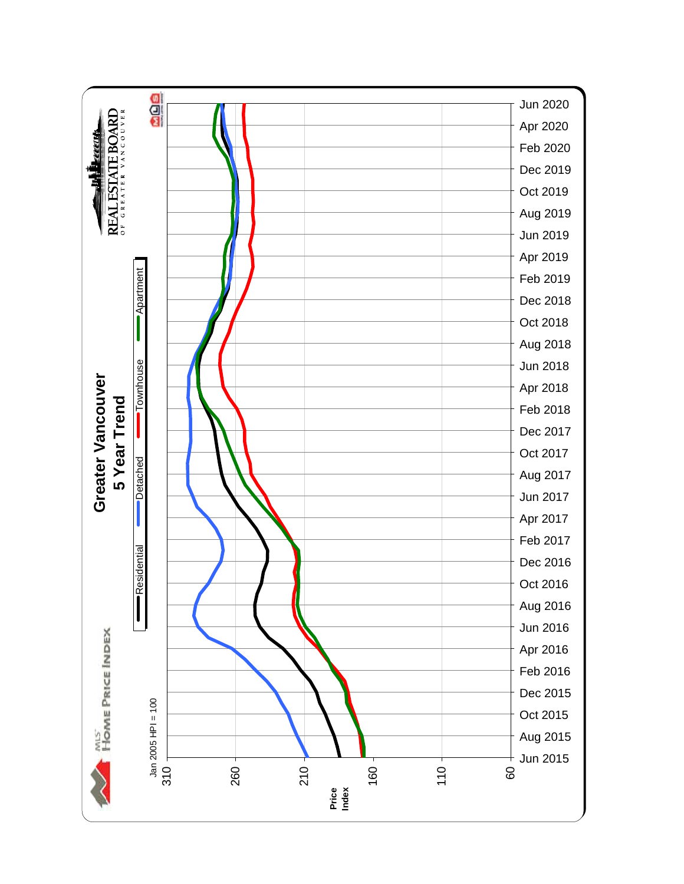# Greater Vancouver
## 5 Year Trend

MLS® HOME PRICE INDEX

REAL ESTATE BOARD OF GREATER VANCOUVER

Residential | Detached | Townhouse | Apartment

Jan 2005 HPI = 100

Price Index: 310, 260, 210, 160, 110, 60

Jun 2015, Aug 2015, Oct 2015, Dec 2015, Feb 2016, Apr 2016, Jun 2016, Aug 2016, Oct 2016, Dec 2016, Feb 2017, Apr 2017, Jun 2017, Aug 2017, Oct 2017, Dec 2017, Feb 2018, Apr 2018, Jun 2018, Aug 2018, Oct 2018, Dec 2018, Feb 2019, Apr 2019, Jun 2019, Aug 2019, Oct 2019, Dec 2019, Feb 2020, Apr 2020, Jun 2020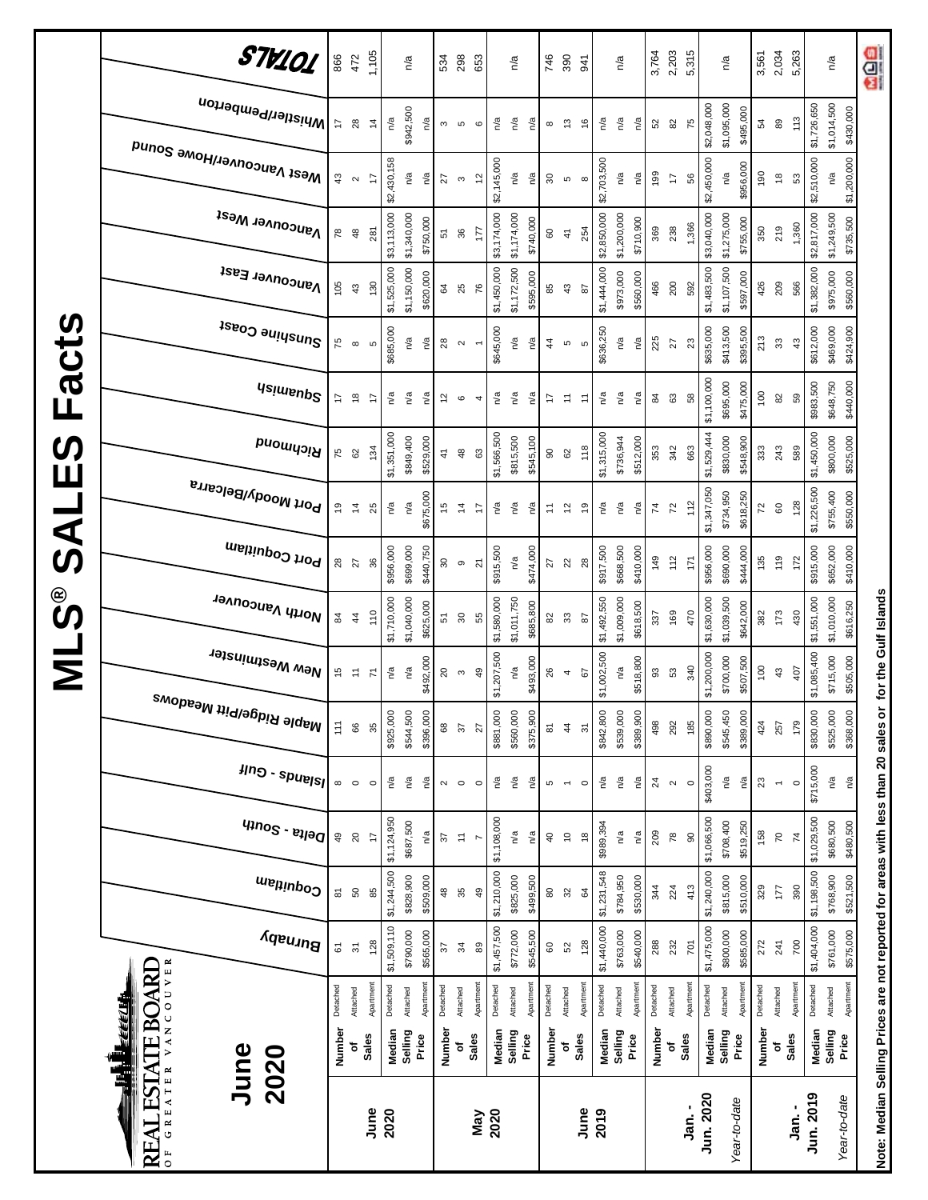# MLS® SALES Facts

**June 2020**

REAL ESTATE BOARD OF GREATER VANCOUVER

| | | | Burnaby | Coquitlam | Delta - South | Islands - Gulf | Maple Ridge/Pitt Meadows | New Westminster | North Vancouver | Port Coquitlam | Port Moody/Belcarra | Richmond | Squamish | Sunshine Coast | Vancouver East | Vancouver West | West Vancouver/Howe Sound | Whistler/Pemberton | TOTALS |
|---|---|---|---|---|---|---|---|---|---|---|---|---|---|---|---|---|---|---|---|
| **June 2020** | Number of Sales | Detached | 61 | 81 | 49 | 8 | 111 | 15 | 84 | 28 | 19 | 75 | 17 | 75 | 105 | 78 | 43 | 17 | 866 |
| | | Attached | 31 | 50 | 20 | 0 | 66 | 11 | 44 | 27 | 14 | 62 | 18 | 8 | 43 | 48 | 2 | 28 | 472 |
| | | Apartment | 128 | 85 | 17 | 0 | 35 | 71 | 110 | 36 | 25 | 134 | 17 | 5 | 130 | 281 | 17 | 14 | 1,105 |
| | Median Selling Price | Detached | $1,509,110 | $1,244,500 | $1,124,950 | n/a | $925,000 | n/a | $1,710,000 | $956,000 | n/a | $1,351,000 | n/a | $685,000 | $1,525,000 | $3,113,000 | $2,430,158 | n/a | n/a |
| | | Attached | $790,000 | $828,900 | $687,500 | n/a | $544,500 | n/a | $1,040,000 | $699,000 | n/a | $849,400 | n/a | n/a | $1,150,000 | $1,340,000 | n/a | $942,500 | |
| | | Apartment | $565,000 | $509,000 | n/a | n/a | $396,000 | $492,000 | $625,000 | $440,750 | $675,000 | $529,000 | n/a | n/a | $620,000 | $750,000 | n/a | n/a | |
| **May 2020** | Number of Sales | Detached | 37 | 48 | 37 | 2 | 68 | 20 | 51 | 30 | 15 | 41 | 12 | 28 | 64 | 51 | 27 | 3 | 534 |
| | | Attached | 34 | 35 | 11 | 0 | 37 | 3 | 30 | 9 | 14 | 48 | 6 | 2 | 25 | 36 | 3 | 5 | 298 |
| | | Apartment | 89 | 49 | 7 | 0 | 27 | 49 | 55 | 21 | 17 | 63 | 4 | 1 | 76 | 177 | 12 | 6 | 653 |
| | Median Selling Price | Detached | $1,457,500 | $1,210,000 | $1,108,000 | n/a | $881,000 | $1,207,500 | $1,580,000 | $915,500 | n/a | $1,566,500 | n/a | $645,000 | $1,450,000 | $3,174,000 | $2,145,000 | n/a | n/a |
| | | Attached | $772,000 | $825,000 | n/a | n/a | $560,000 | n/a | $1,011,750 | n/a | n/a | $815,500 | n/a | n/a | $1,172,500 | $1,174,000 | n/a | n/a | |
| | | Apartment | $545,500 | $499,500 | n/a | n/a | $375,900 | $493,000 | $685,800 | $474,000 | n/a | $545,100 | n/a | n/a | $595,000 | $740,000 | n/a | n/a | |
| **June 2019** | Number of Sales | Detached | 60 | 80 | 40 | 5 | 81 | 26 | 82 | 27 | 11 | 90 | 17 | 44 | 85 | 60 | 30 | 8 | 746 |
| | | Attached | 52 | 32 | 10 | 1 | 44 | 4 | 33 | 22 | 12 | 62 | 11 | 5 | 43 | 41 | 5 | 13 | 390 |
| | | Apartment | 128 | 64 | 18 | 0 | 31 | 67 | 87 | 28 | 19 | 118 | 11 | 5 | 87 | 254 | 8 | 16 | 941 |
| | Median Selling Price | Detached | $1,440,000 | $1,231,548 | $989,394 | n/a | $842,800 | $1,002,500 | $1,492,550 | $917,500 | n/a | $1,315,000 | n/a | $636,250 | $1,444,000 | $2,850,000 | $2,703,500 | n/a | n/a |
| | | Attached | $763,000 | $784,950 | n/a | n/a | $539,000 | n/a | $1,009,000 | $668,500 | n/a | $736,944 | n/a | n/a | $973,000 | $1,200,000 | n/a | n/a | |
| | | Apartment | $540,000 | $530,000 | n/a | n/a | $389,900 | $518,800 | $618,500 | $410,000 | n/a | $512,000 | n/a | n/a | $560,000 | $710,900 | n/a | n/a | |
| **Jan. - Jun. 2020** | Number of Sales | Detached | 288 | 344 | 209 | 24 | 498 | 93 | 337 | 149 | 74 | 353 | 84 | 225 | 466 | 369 | 199 | 52 | 3,764 |
| | | Attached | 232 | 224 | 78 | 2 | 292 | 53 | 169 | 112 | 72 | 342 | 63 | 27 | 200 | 238 | 17 | 82 | 2,203 |
| | | Apartment | 701 | 413 | 90 | 0 | 185 | 340 | 470 | 171 | 112 | 663 | 58 | 23 | 592 | 1,366 | 56 | 75 | 5,315 |
| *Year-to-date* | Median Selling Price | Detached | $1,475,000 | $1,240,000 | $1,066,500 | $403,000 | $890,000 | $1,200,000 | $1,630,000 | $956,000 | $1,347,050 | $1,529,444 | $1,100,000 | $635,000 | $1,483,500 | $3,040,000 | $2,450,000 | $2,048,000 | n/a |
| | | Attached | $800,000 | $815,000 | $708,400 | n/a | $545,450 | $700,000 | $1,039,500 | $690,000 | $734,950 | $830,000 | $695,000 | $413,500 | $1,107,500 | $1,275,000 | n/a | $1,095,000 | |
| | | Apartment | $585,000 | $510,000 | $519,250 | n/a | $389,000 | $507,500 | $642,000 | $444,000 | $618,250 | $548,900 | $475,000 | $395,500 | $597,000 | $755,000 | $956,000 | $495,000 | |
| **Jan. - Jun. 2019** | Number of Sales | Detached | 272 | 329 | 158 | 23 | 424 | 100 | 382 | 135 | 72 | 333 | 100 | 213 | 426 | 350 | 190 | 54 | 3,561 |
| | | Attached | 241 | 177 | 70 | 1 | 257 | 43 | 173 | 119 | 60 | 243 | 82 | 33 | 209 | 219 | 18 | 89 | 2,034 |
| | | Apartment | 700 | 390 | 74 | 0 | 179 | 407 | 430 | 172 | 128 | 589 | 59 | 43 | 566 | 1,360 | 53 | 113 | 5,263 |
| *Year-to-date* | Median Selling Price | Detached | $1,404,000 | $1,198,500 | $1,029,500 | $715,000 | $830,000 | $1,085,400 | $1,551,000 | $915,000 | $1,226,500 | $1,450,000 | $983,500 | $612,000 | $1,382,000 | $2,817,000 | $2,510,000 | $1,726,650 | n/a |
| | | Attached | $761,000 | $769,900 | $680,500 | n/a | $525,000 | $715,000 | $1,010,000 | $652,000 | $755,400 | $800,000 | $648,750 | $469,000 | $975,000 | $1,249,500 | n/a | $1,014,500 | |
| | | Apartment | $575,000 | $521,500 | $480,500 | n/a | $368,000 | $505,000 | $616,250 | $410,000 | $550,000 | $525,000 | $440,000 | $424,900 | $560,000 | $735,500 | $1,200,000 | $430,000 | |

**Note: Median Selling Prices are not reported for areas with less than 20 sales or for the Gulf Islands**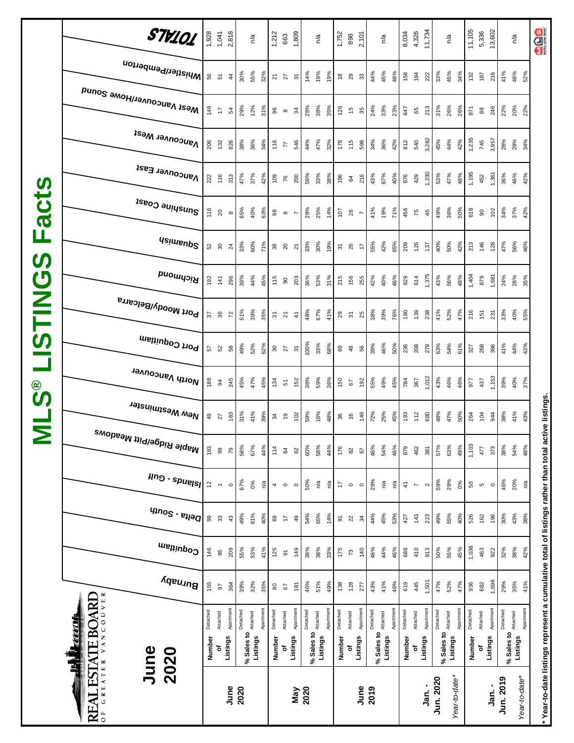# MLS® LISTINGS Facts

## June 2020

REAL ESTATE BOARD OF GREATER VANCOUVER

| Period | Measure | Type | Burnaby | Coquitlam | Delta - South | Islands - Gulf | Maple Ridge/Pitt Meadows | New Westminster | North Vancouver | Port Coquitlam | Port Moody/Belcarra | Richmond | Squamish | Sunshine Coast | Vancouver East | Vancouver West | West Vancouver/Howe Sound | Whistler/Pemberton | TOTALS |
|---|---|---|---|---|---|---|---|---|---|---|---|---|---|---|---|---|---|---|---|
| June 2020 | Number of Listings | Detached | 155 | 146 | 99 | 12 | 193 | 49 | 188 | 57 | 37 | 192 | 52 | 116 | 222 | 206 | 148 | 56 | 1,928 |
| | | Attached | 97 | 95 | 33 | 1 | 99 | 27 | 94 | 52 | 36 | 141 | 30 | 20 | 116 | 132 | 17 | 51 | 1,041 |
| | | Apartment | 364 | 209 | 43 | 0 | 79 | 183 | 245 | 58 | 72 | 296 | 24 | 8 | 313 | 826 | 54 | 44 | 2,818 |
| | % Sales to Listings | Detached | 39% | 55% | 49% | 67% | 58% | 31% | 45% | 49% | 51% | 39% | 33% | 65% | 47% | 38% | 29% | 30% | n/a |
| | | Attached | 32% | 53% | 61% | 0% | 67% | 41% | 47% | 52% | 39% | 44% | 60% | 40% | 37% | 36% | 12% | 55% | |
| | | Apartment | 35% | 41% | 40% | n/a | 44% | 39% | 45% | 62% | 35% | 45% | 71% | 63% | 42% | 34% | 31% | 32% | |
| May 2020 | Number of Listings | Detached | 80 | 125 | 69 | 4 | 114 | 34 | 134 | 30 | 31 | 115 | 36 | 98 | 109 | 116 | 96 | 21 | 1,212 |
| | | Attached | 67 | 91 | 17 | 0 | 64 | 19 | 51 | 27 | 21 | 90 | 20 | 8 | 76 | 77 | 8 | 27 | 663 |
| | | Apartment | 181 | 149 | 49 | 0 | 62 | 102 | 152 | 31 | 41 | 203 | 21 | 7 | 200 | 546 | 34 | 31 | 1,809 |
| | % Sales to Listings | Detached | 46% | 38% | 54% | 50% | 60% | 59% | 38% | 100% | 48% | 36% | 33% | 29% | 59% | 44% | 28% | 14% | n/a |
| | | Attached | 51% | 38% | 65% | n/a | 58% | 16% | 59% | 33% | 67% | 53% | 30% | 25% | 33% | 47% | 38% | 19% | |
| | | Apartment | 49% | 33% | 14% | n/a | 44% | 48% | 36% | 68% | 41% | 31% | 19% | 14% | 38% | 32% | 35% | 19% | |
| June 2019 | Number of Listings | Detached | 138 | 175 | 91 | 17 | 176 | 36 | 150 | 69 | 29 | 215 | 31 | 107 | 196 | 178 | 126 | 18 | 1,752 |
| | | Attached | 128 | 73 | 22 | 0 | 82 | 16 | 67 | 48 | 31 | 156 | 26 | 26 | 64 | 115 | 15 | 29 | 898 |
| | | Apartment | 277 | 140 | 34 | 0 | 67 | 149 | 192 | 56 | 25 | 255 | 17 | 7 | 216 | 598 | 35 | 33 | 2,101 |
| | % Sales to Listings | Detached | 43% | 46% | 44% | 29% | 46% | 72% | 55% | 39% | 38% | 42% | 55% | 41% | 43% | 34% | 24% | 44% | n/a |
| | | Attached | 41% | 44% | 45% | n/a | 54% | 25% | 49% | 46% | 39% | 40% | 42% | 19% | 67% | 36% | 33% | 45% | |
| | | Apartment | 46% | 46% | 53% | n/a | 46% | 45% | 45% | 50% | 76% | 46% | 65% | 71% | 40% | 42% | 23% | 48% | |
| Jan. - Jun. 2020 | Number of Listings | Detached | 619 | 688 | 427 | 41 | 879 | 193 | 784 | 236 | 180 | 829 | 209 | 456 | 876 | 812 | 647 | 158 | 8,034 |
| | | Attached | 445 | 410 | 143 | 7 | 462 | 112 | 367 | 208 | 139 | 614 | 126 | 75 | 429 | 540 | 65 | 184 | 4,326 |
| | | Apartment | 1,501 | 913 | 223 | 2 | 381 | 680 | 1,012 | 279 | 238 | 1,375 | 137 | 46 | 1,230 | 3,282 | 213 | 222 | 11,734 |
| Year-to-date* | % Sales to Listings | Detached | 47% | 50% | 49% | 59% | 57% | 48% | 43% | 63% | 41% | 43% | 40% | 49% | 53% | 45% | 31% | 33% | n/a |
| | | Attached | 52% | 55% | 55% | 29% | 63% | 47% | 46% | 54% | 52% | 56% | 50% | 36% | 47% | 44% | 26% | 45% | |
| | | Apartment | 47% | 45% | 40% | 0% | 49% | 50% | 46% | 61% | 47% | 48% | 42% | 50% | 48% | 42% | 26% | 34% | |
| Jan. - Jun. 2019 | Number of Listings | Detached | 936 | 1,038 | 526 | 50 | 1,103 | 264 | 977 | 327 | 216 | 1,404 | 213 | 618 | 1,195 | 1,235 | 871 | 132 | 11,105 |
| | | Attached | 682 | 463 | 162 | 5 | 477 | 104 | 437 | 268 | 151 | 879 | 146 | 90 | 452 | 745 | 88 | 187 | 5,336 |
| | | Apartment | 1,696 | 922 | 196 | 0 | 373 | 944 | 1,153 | 396 | 231 | 1,681 | 128 | 102 | 1,361 | 3,957 | 246 | 216 | 13,602 |
| Year-to-date* | % Sales to Listings | Detached | 29% | 32% | 30% | 46% | 38% | 38% | 39% | 41% | 33% | 24% | 47% | 34% | 36% | 28% | 22% | 41% | n/a |
| | | Attached | 35% | 38% | 43% | 20% | 54% | 41% | 40% | 44% | 40% | 28% | 56% | 37% | 46% | 29% | 20% | 48% | |
| | | Apartment | 41% | 42% | 38% | n/a | 48% | 43% | 37% | 43% | 55% | 35% | 46% | 42% | 42% | 34% | 22% | 52% | |

\* Year-to-date listings represent a cumulative total of listings rather than total active listings.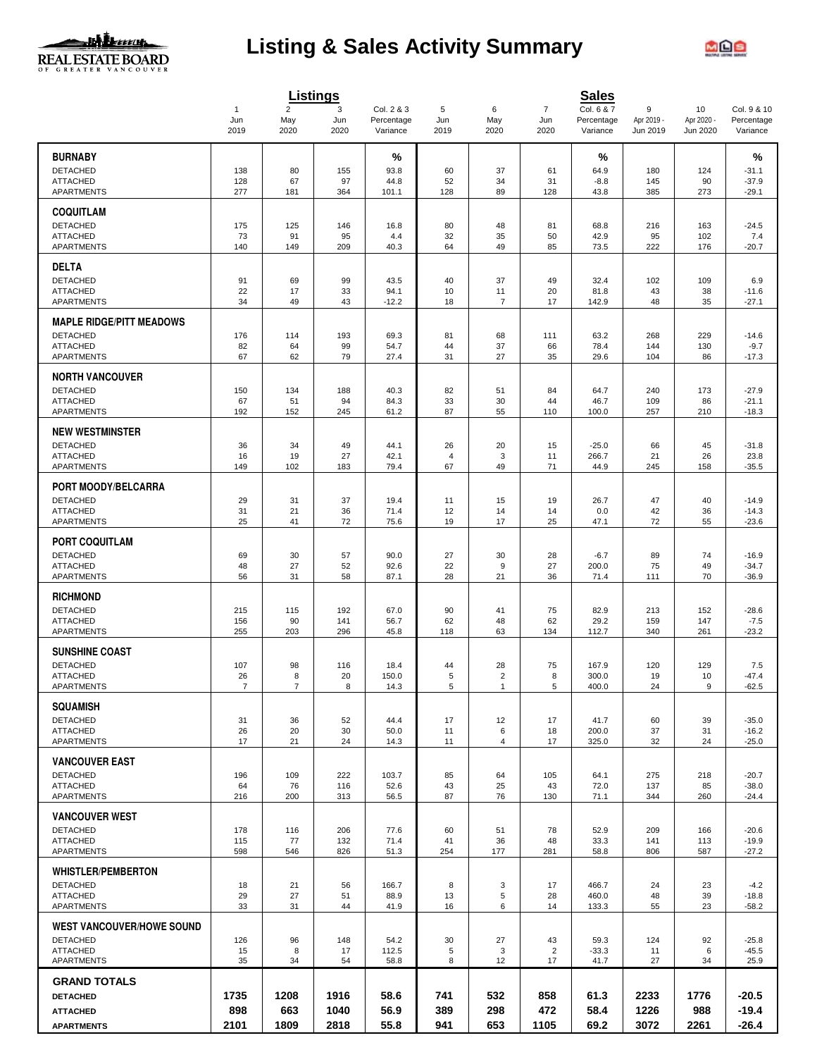# Listing & Sales Activity Summary

| | Listings | | | | Sales | | | | | |
|---|---|---|---|---|---|---|---|---|---|---|
| | 1<br>Jun<br>2019 | 2<br>May<br>2020 | 3<br>Jun<br>2020 | Col. 2 & 3<br>Percentage<br>Variance | 5<br>Jun<br>2019 | 6<br>May<br>2020 | 7<br>Jun<br>2020 | Col. 6 & 7<br>Percentage<br>Variance | 9<br>Apr 2019 -<br>Jun 2019 | 10<br>Apr 2020 -<br>Jun 2020 | Col. 9 & 10<br>Percentage<br>Variance |
| **BURNABY** | | | | % | | | | % | | | % |
| DETACHED | 138 | 80 | 155 | 93.8 | 60 | 37 | 61 | 64.9 | 180 | 124 | -31.1 |
| ATTACHED | 128 | 67 | 97 | 44.8 | 52 | 34 | 31 | -8.8 | 145 | 90 | -37.9 |
| APARTMENTS | 277 | 181 | 364 | 101.1 | 128 | 89 | 128 | 43.8 | 385 | 273 | -29.1 |
| **COQUITLAM** | | | | | | | | | | | |
| DETACHED | 175 | 125 | 146 | 16.8 | 80 | 48 | 81 | 68.8 | 216 | 163 | -24.5 |
| ATTACHED | 73 | 91 | 95 | 4.4 | 32 | 35 | 50 | 42.9 | 95 | 102 | 7.4 |
| APARTMENTS | 140 | 149 | 209 | 40.3 | 64 | 49 | 85 | 73.5 | 222 | 176 | -20.7 |
| **DELTA** | | | | | | | | | | | |
| DETACHED | 91 | 69 | 99 | 43.5 | 40 | 37 | 49 | 32.4 | 102 | 109 | 6.9 |
| ATTACHED | 22 | 17 | 33 | 94.1 | 10 | 11 | 20 | 81.8 | 43 | 38 | -11.6 |
| APARTMENTS | 34 | 49 | 43 | -12.2 | 18 | 7 | 17 | 142.9 | 48 | 35 | -27.1 |
| **MAPLE RIDGE/PITT MEADOWS** | | | | | | | | | | | |
| DETACHED | 176 | 114 | 193 | 69.3 | 81 | 68 | 111 | 63.2 | 268 | 229 | -14.6 |
| ATTACHED | 82 | 64 | 99 | 54.7 | 44 | 37 | 66 | 78.4 | 144 | 130 | -9.7 |
| APARTMENTS | 67 | 62 | 79 | 27.4 | 31 | 27 | 35 | 29.6 | 104 | 86 | -17.3 |
| **NORTH VANCOUVER** | | | | | | | | | | | |
| DETACHED | 150 | 134 | 188 | 40.3 | 82 | 51 | 84 | 64.7 | 240 | 173 | -27.9 |
| ATTACHED | 67 | 51 | 94 | 84.3 | 33 | 30 | 44 | 46.7 | 109 | 86 | -21.1 |
| APARTMENTS | 192 | 152 | 245 | 61.2 | 87 | 55 | 110 | 100.0 | 257 | 210 | -18.3 |
| **NEW WESTMINSTER** | | | | | | | | | | | |
| DETACHED | 36 | 34 | 49 | 44.1 | 26 | 20 | 15 | -25.0 | 66 | 45 | -31.8 |
| ATTACHED | 16 | 19 | 27 | 42.1 | 4 | 3 | 11 | 266.7 | 21 | 26 | 23.8 |
| APARTMENTS | 149 | 102 | 183 | 79.4 | 67 | 49 | 71 | 44.9 | 245 | 158 | -35.5 |
| **PORT MOODY/BELCARRA** | | | | | | | | | | | |
| DETACHED | 29 | 31 | 37 | 19.4 | 11 | 15 | 19 | 26.7 | 47 | 40 | -14.9 |
| ATTACHED | 31 | 21 | 36 | 71.4 | 12 | 14 | 14 | 0.0 | 42 | 36 | -14.3 |
| APARTMENTS | 25 | 41 | 72 | 75.6 | 19 | 17 | 25 | 47.1 | 72 | 55 | -23.6 |
| **PORT COQUITLAM** | | | | | | | | | | | |
| DETACHED | 69 | 30 | 57 | 90.0 | 27 | 30 | 28 | -6.7 | 89 | 74 | -16.9 |
| ATTACHED | 48 | 27 | 52 | 92.6 | 22 | 9 | 27 | 200.0 | 75 | 49 | -34.7 |
| APARTMENTS | 56 | 31 | 58 | 87.1 | 28 | 21 | 36 | 71.4 | 111 | 70 | -36.9 |
| **RICHMOND** | | | | | | | | | | | |
| DETACHED | 215 | 115 | 192 | 67.0 | 90 | 41 | 75 | 82.9 | 213 | 152 | -28.6 |
| ATTACHED | 156 | 90 | 141 | 56.7 | 62 | 48 | 62 | 29.2 | 159 | 147 | -7.5 |
| APARTMENTS | 255 | 203 | 296 | 45.8 | 118 | 63 | 134 | 112.7 | 340 | 261 | -23.2 |
| **SUNSHINE COAST** | | | | | | | | | | | |
| DETACHED | 107 | 98 | 116 | 18.4 | 44 | 28 | 75 | 167.9 | 120 | 129 | 7.5 |
| ATTACHED | 26 | 8 | 20 | 150.0 | 5 | 2 | 8 | 300.0 | 19 | 10 | -47.4 |
| APARTMENTS | 7 | 7 | 8 | 14.3 | 5 | 1 | 5 | 400.0 | 24 | 9 | -62.5 |
| **SQUAMISH** | | | | | | | | | | | |
| DETACHED | 31 | 36 | 52 | 44.4 | 17 | 12 | 17 | 41.7 | 60 | 39 | -35.0 |
| ATTACHED | 26 | 20 | 30 | 50.0 | 11 | 6 | 18 | 200.0 | 37 | 31 | -16.2 |
| APARTMENTS | 17 | 21 | 24 | 14.3 | 11 | 4 | 17 | 325.0 | 32 | 24 | -25.0 |
| **VANCOUVER EAST** | | | | | | | | | | | |
| DETACHED | 196 | 109 | 222 | 103.7 | 85 | 64 | 105 | 64.1 | 275 | 218 | -20.7 |
| ATTACHED | 64 | 76 | 116 | 52.6 | 43 | 25 | 43 | 72.0 | 137 | 85 | -38.0 |
| APARTMENTS | 216 | 200 | 313 | 56.5 | 87 | 76 | 130 | 71.1 | 344 | 260 | -24.4 |
| **VANCOUVER WEST** | | | | | | | | | | | |
| DETACHED | 178 | 116 | 206 | 77.6 | 60 | 51 | 78 | 52.9 | 209 | 166 | -20.6 |
| ATTACHED | 115 | 77 | 132 | 71.4 | 41 | 36 | 48 | 33.3 | 141 | 113 | -19.9 |
| APARTMENTS | 598 | 546 | 826 | 51.3 | 254 | 177 | 281 | 58.8 | 806 | 587 | -27.2 |
| **WHISTLER/PEMBERTON** | | | | | | | | | | | |
| DETACHED | 18 | 21 | 56 | 166.7 | 8 | 3 | 17 | 466.7 | 24 | 23 | -4.2 |
| ATTACHED | 29 | 27 | 51 | 88.9 | 13 | 5 | 28 | 460.0 | 48 | 39 | -18.8 |
| APARTMENTS | 33 | 31 | 44 | 41.9 | 16 | 6 | 14 | 133.3 | 55 | 23 | -58.2 |
| **WEST VANCOUVER/HOWE SOUND** | | | | | | | | | | | |
| DETACHED | 126 | 96 | 148 | 54.2 | 30 | 27 | 43 | 59.3 | 124 | 92 | -25.8 |
| ATTACHED | 15 | 8 | 17 | 112.5 | 5 | 3 | 2 | -33.3 | 11 | 6 | -45.5 |
| APARTMENTS | 35 | 34 | 54 | 58.8 | 8 | 12 | 17 | 41.7 | 27 | 34 | 25.9 |
| **GRAND TOTALS** | | | | | | | | | | | |
| **DETACHED** | **1735** | **1208** | **1916** | **58.6** | **741** | **532** | **858** | **61.3** | **2233** | **1776** | **-20.5** |
| **ATTACHED** | **898** | **663** | **1040** | **56.9** | **389** | **298** | **472** | **58.4** | **1226** | **988** | **-19.4** |
| **APARTMENTS** | **2101** | **1809** | **2818** | **55.8** | **941** | **653** | **1105** | **69.2** | **3072** | **2261** | **-26.4** |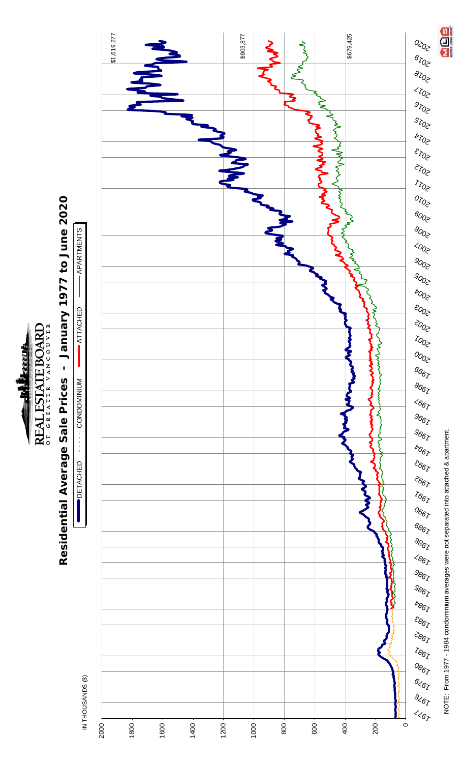REAL ESTATE BOARD OF GREATER VANCOUVER

# Residential Average Sale Prices - January 1977 to June 2020

DETACHED
CONDOMINIUM
ATTACHED
APARTMENTS

IN THOUSANDS ($)

2000
1800
1600
1400
1200
1000
800
600
400
200
0

1977
1978
1979
1980
1981
1982
1983
1984
1985
1986
1987
1988
1989
1990
1991
1992
1993
1994
1995
1996
1997
1998
1999
2000
2001
2002
2003
2004
2005
2006
2007
2008
2009
2010
2011
2012
2013
2014
2015
2016
2017
2018
2019
2020

$1,619,277
$903,877
$679,425

NOTE: From 1977 - 1984 condominium averages were not separated into attached & apartment.

MLS